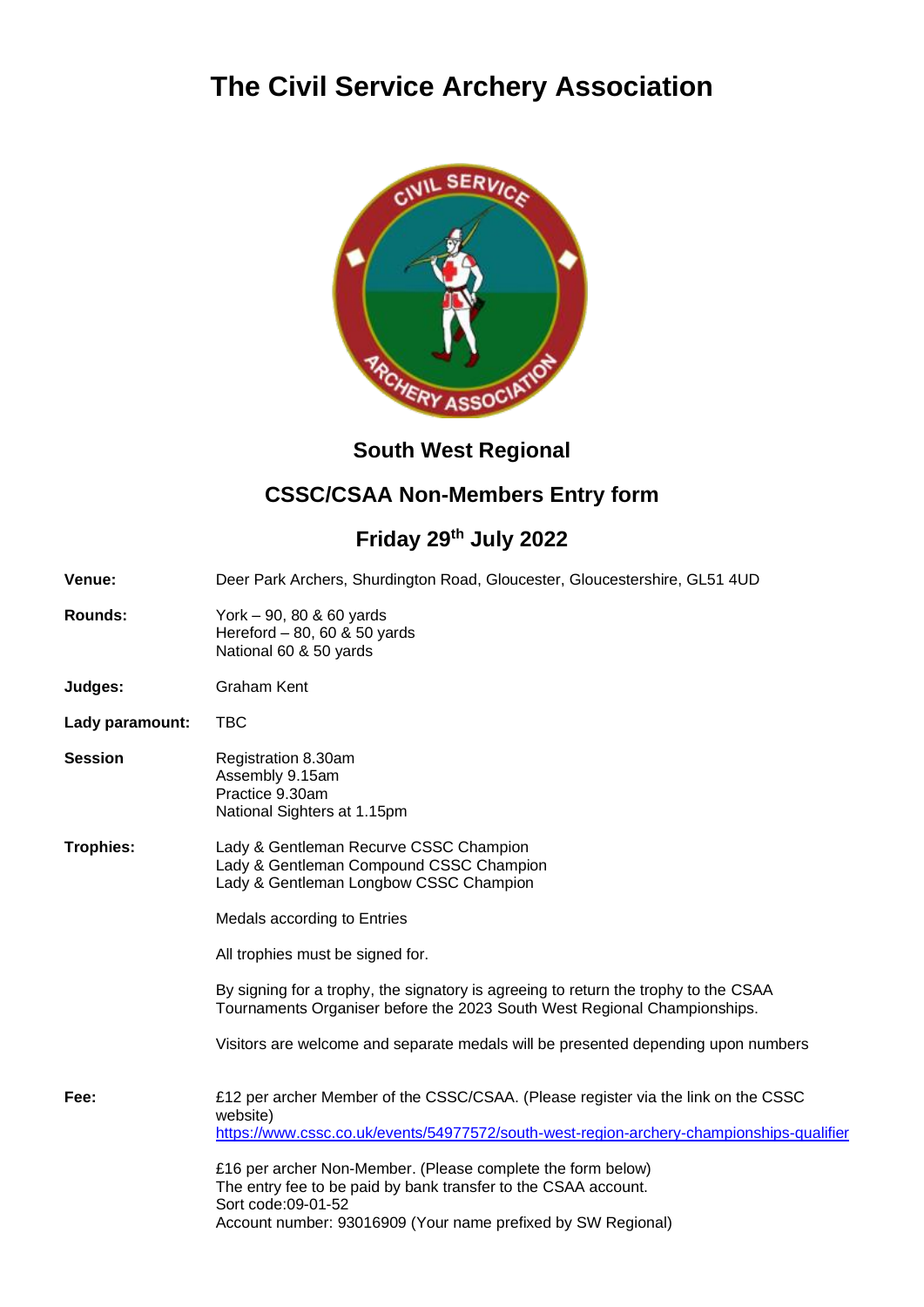# The Civil Service Archery Association

## South West Regional

## CSSC/CSAA Non-Members Entry form

## Friday 29th July 2022

**Venue:** Deer Park Archers, Shurdington Road, Gloucester, Gloucestershire, GL51 4UD

**Rounds:**
York – 90, 80 & 60 yards
Hereford – 80, 60 & 50 yards
National 60 & 50 yards

**Judges:** Graham Kent

**Lady paramount:** TBC

**Session**
Registration 8.30am
Assembly 9.15am
Practice 9.30am
National Sighters at 1.15pm

**Trophies:**
Lady & Gentleman Recurve CSSC Champion
Lady & Gentleman Compound CSSC Champion
Lady & Gentleman Longbow CSSC Champion

Medals according to Entries

All trophies must be signed for.

By signing for a trophy, the signatory is agreeing to return the trophy to the CSAA Tournaments Organiser before the 2023 South West Regional Championships.

Visitors are welcome and separate medals will be presented depending upon numbers

**Fee:**
£12 per archer Member of the CSSC/CSAA. (Please register via the link on the CSSC website)
https://www.cssc.co.uk/events/54977572/south-west-region-archery-championships-qualifier

£16 per archer Non-Member. (Please complete the form below)
The entry fee to be paid by bank transfer to the CSAA account.
Sort code:09-01-52
Account number: 93016909 (Your name prefixed by SW Regional)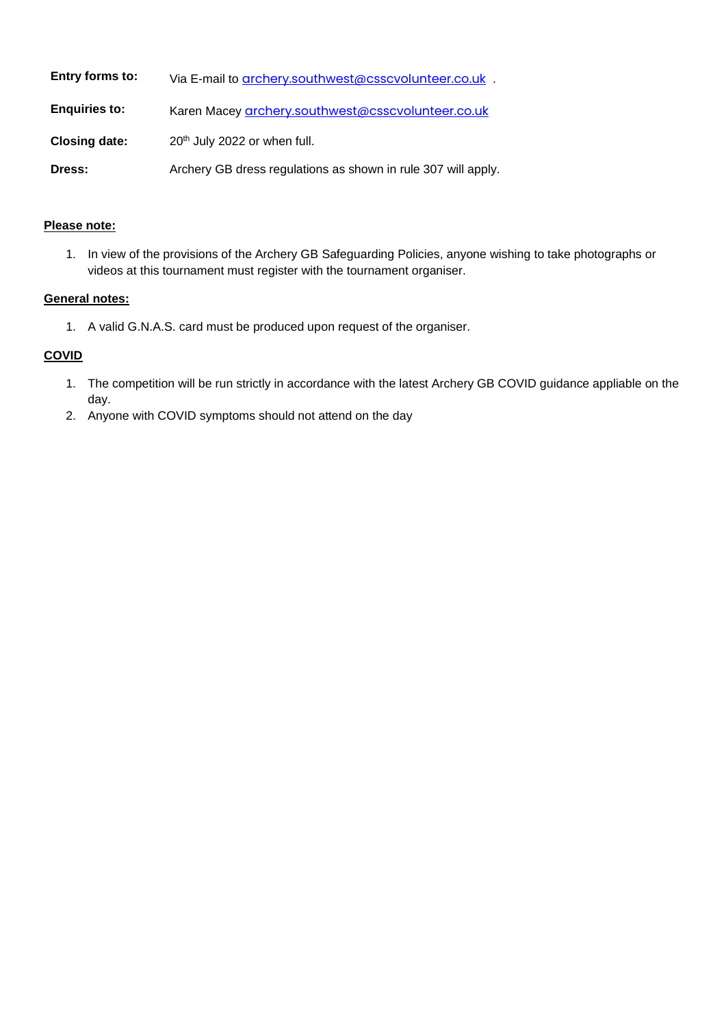| | |
|---|---|
| **Entry forms to:** | Via E-mail to archery.southwest@csscvolunteer.co.uk . |
| **Enquiries to:** | Karen Macey archery.southwest@csscvolunteer.co.uk |
| **Closing date:** | 20th July 2022 or when full. |
| **Dress:** | Archery GB dress regulations as shown in rule 307 will apply. |

**Please note:**

1. In view of the provisions of the Archery GB Safeguarding Policies, anyone wishing to take photographs or videos at this tournament must register with the tournament organiser.

**General notes:**

1. A valid G.N.A.S. card must be produced upon request of the organiser.

**COVID**

1. The competition will be run strictly in accordance with the latest Archery GB COVID guidance appliable on the day.
2. Anyone with COVID symptoms should not attend on the day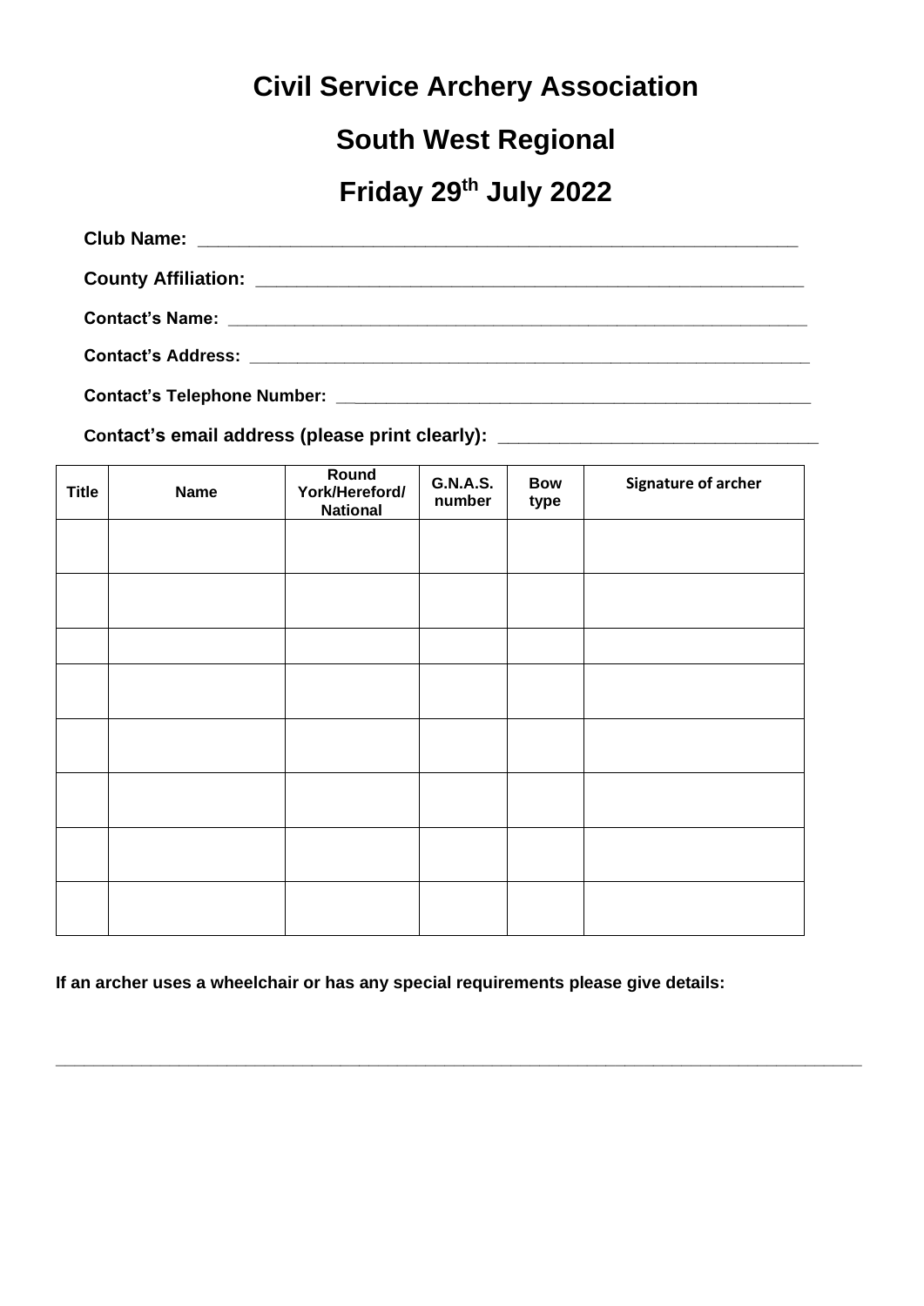# Civil Service Archery Association

# South West Regional

# Friday 29th July 2022

**Club Name:** ____________________________________________________________

**County Affiliation:** _______________________________________________________

**Contact's Name:** _________________________________________________________

**Contact's Address:** _______________________________________________________

**Contact's Telephone Number:** ______________________________________________

**Contact's email address (please print clearly):** ______________________________

| Title | Name | Round York/Hereford/ National | G.N.A.S. number | Bow type | Signature of archer |
|---|---|---|---|---|---|
| | | | | | |
| | | | | | |
| | | | | | |
| | | | | | |
| | | | | | |
| | | | | | |
| | | | | | |
| | | | | | |

**If an archer uses a wheelchair or has any special requirements please give details:**

___________________________________________________________________________